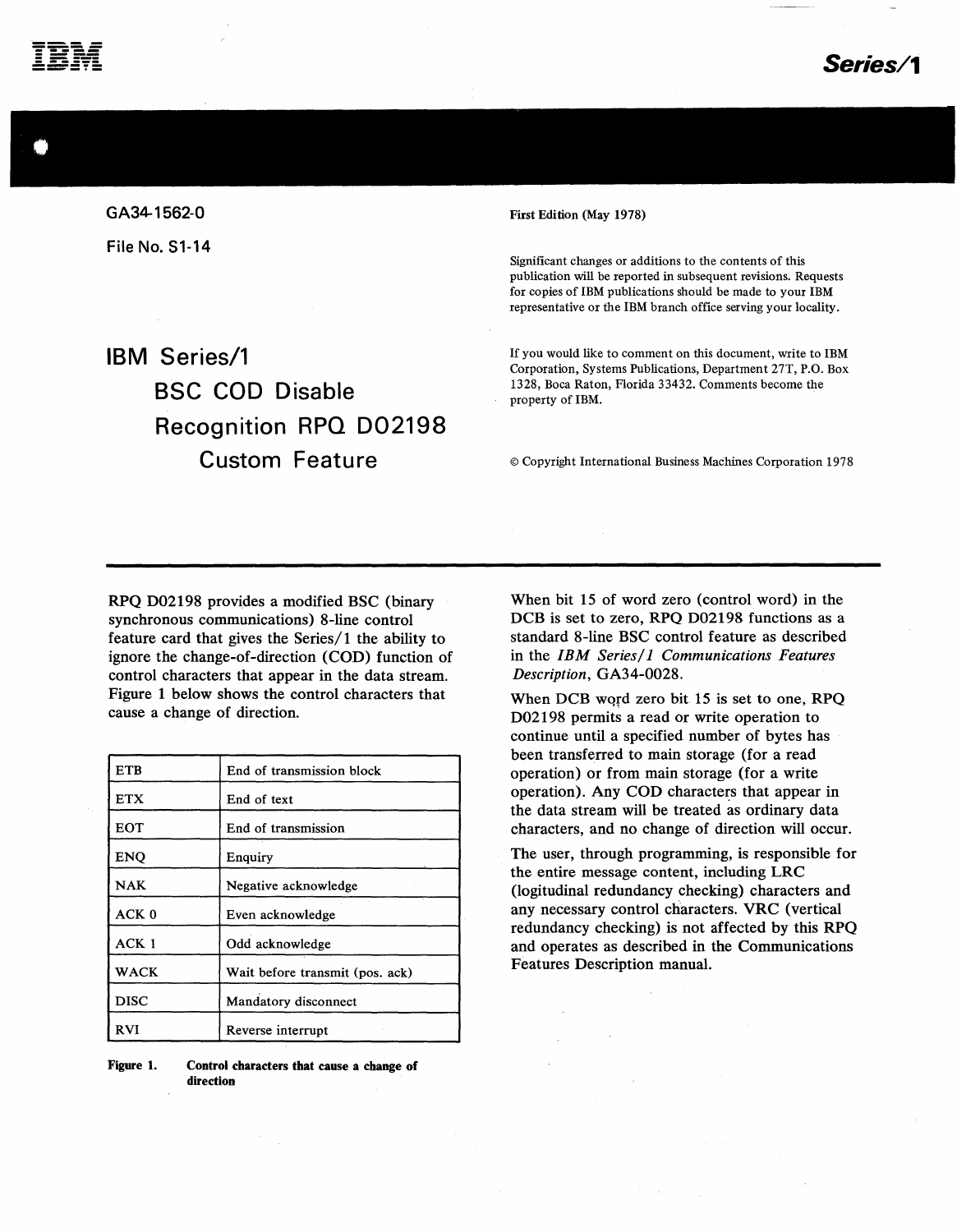GA34-1562-0

File No. S1-14

# IBM Series/1 BSC COD Disable Recognition RPQ D02198 Custom Feature

**First Edition (May 1978)**

Significant changes or additions to the contents of this publication will be reported in subsequent revisions. Requests for copies of IBM publications should be made to your IBM representative or the IBM branch office serving your locality.

If you would like to comment on this document, write to IBM Corporation, Systems Publications, Department 27T, P.O. Box 1328, Boca Raton, Florida 33432. Comments become the property of IBM.

© Copyright International Business Machines Corporation 1978

---

RPQ D02198 provides a modified BSC (binary synchronous communications) 8-line control feature card that gives the Series/1 the ability to ignore the change-of-direction (COD) function of control characters that appear in the data stream. Figure 1 below shows the control characters that cause a change of direction.

| | |
|---|---|
| ETB | End of transmission block |
| ETX | End of text |
| EOT | End of transmission |
| ENQ | Enquiry |
| NAK | Negative acknowledge |
| ACK 0 | Even acknowledge |
| ACK 1 | Odd acknowledge |
| WACK | Wait before transmit (pos. ack) |
| DISC | Mandatory disconnect |
| RVI | Reverse interrupt |

**Figure 1. Control characters that cause a change of direction**

When bit 15 of word zero (control word) in the DCB is set to zero, RPQ D02198 functions as a standard 8-line BSC control feature as described in the *IBM Series/1 Communications Features Description*, GA34-0028.

When DCB word zero bit 15 is set to one, RPQ D02198 permits a read or write operation to continue until a specified number of bytes has been transferred to main storage (for a read operation) or from main storage (for a write operation). Any COD characters that appear in the data stream will be treated as ordinary data characters, and no change of direction will occur.

The user, through programming, is responsible for the entire message content, including LRC (logitudinal redundancy checking) characters and any necessary control characters. VRC (vertical redundancy checking) is not affected by this RPQ and operates as described in the Communications Features Description manual.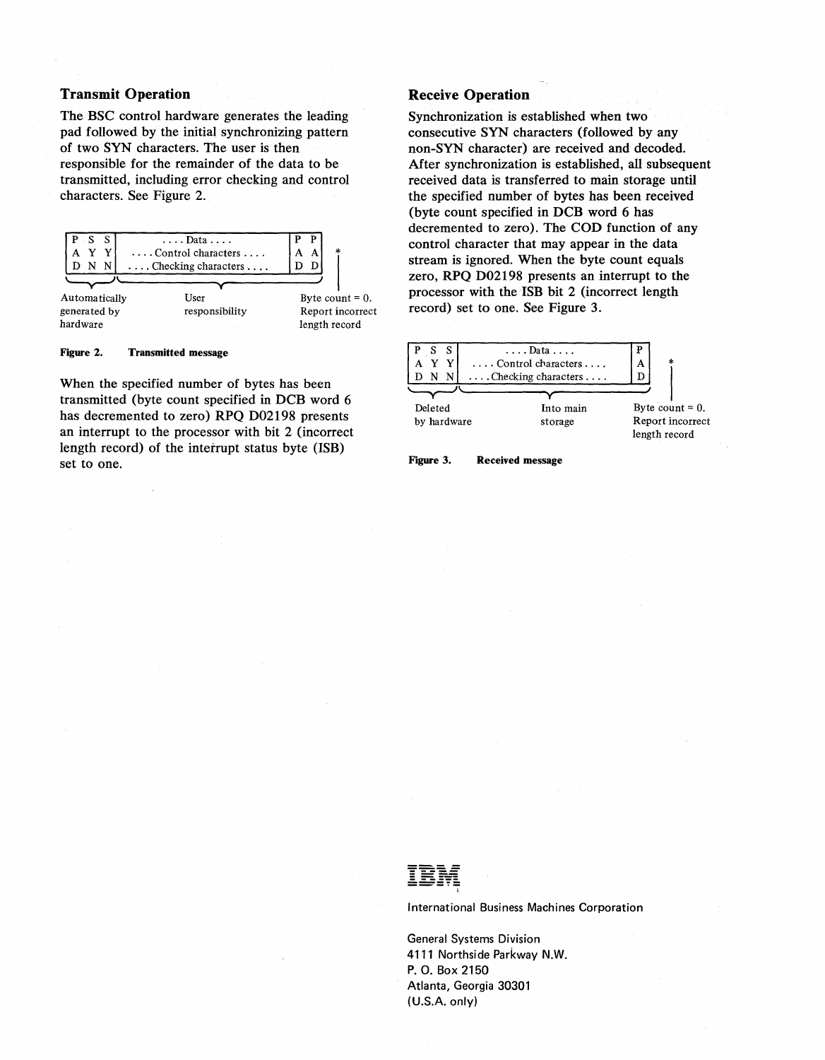### Transmit Operation

The BSC control hardware generates the leading pad followed by the initial synchronizing pattern of two SYN characters. The user is then responsible for the remainder of the data to be transmitted, including error checking and control characters. See Figure 2.

| P S S<br>A Y Y<br>D N N | .... Data ....<br>.... Control characters ....<br>.... Checking characters .... | P P<br>A A<br>D D | * |
|---|---|---|---|
| Automatically generated by hardware | User responsibility | | Byte count = 0. Report incorrect length record |

**Figure 2. Transmitted message**

When the specified number of bytes has been transmitted (byte count specified in DCB word 6 has decremented to zero) RPQ D02198 presents an interrupt to the processor with bit 2 (incorrect length record) of the interrupt status byte (ISB) set to one.

### Receive Operation

Synchronization is established when two consecutive SYN characters (followed by any non-SYN character) are received and decoded. After synchronization is established, all subsequent received data is transferred to main storage until the specified number of bytes has been received (byte count specified in DCB word 6 has decremented to zero). The COD function of any control character that may appear in the data stream is ignored. When the byte count equals zero, RPQ D02198 presents an interrupt to the processor with the ISB bit 2 (incorrect length record) set to one. See Figure 3.

| P S S<br>A Y Y<br>D N N | .... Data ....<br>.... Control characters ....<br>.... Checking characters .... | P<br>A<br>D | * |
|---|---|---|---|
| Deleted by hardware | Into main storage | | Byte count = 0. Report incorrect length record |

**Figure 3. Received message**

IBM

International Business Machines Corporation

General Systems Division
4111 Northside Parkway N.W.
P. O. Box 2150
Atlanta, Georgia 30301
(U.S.A. only)